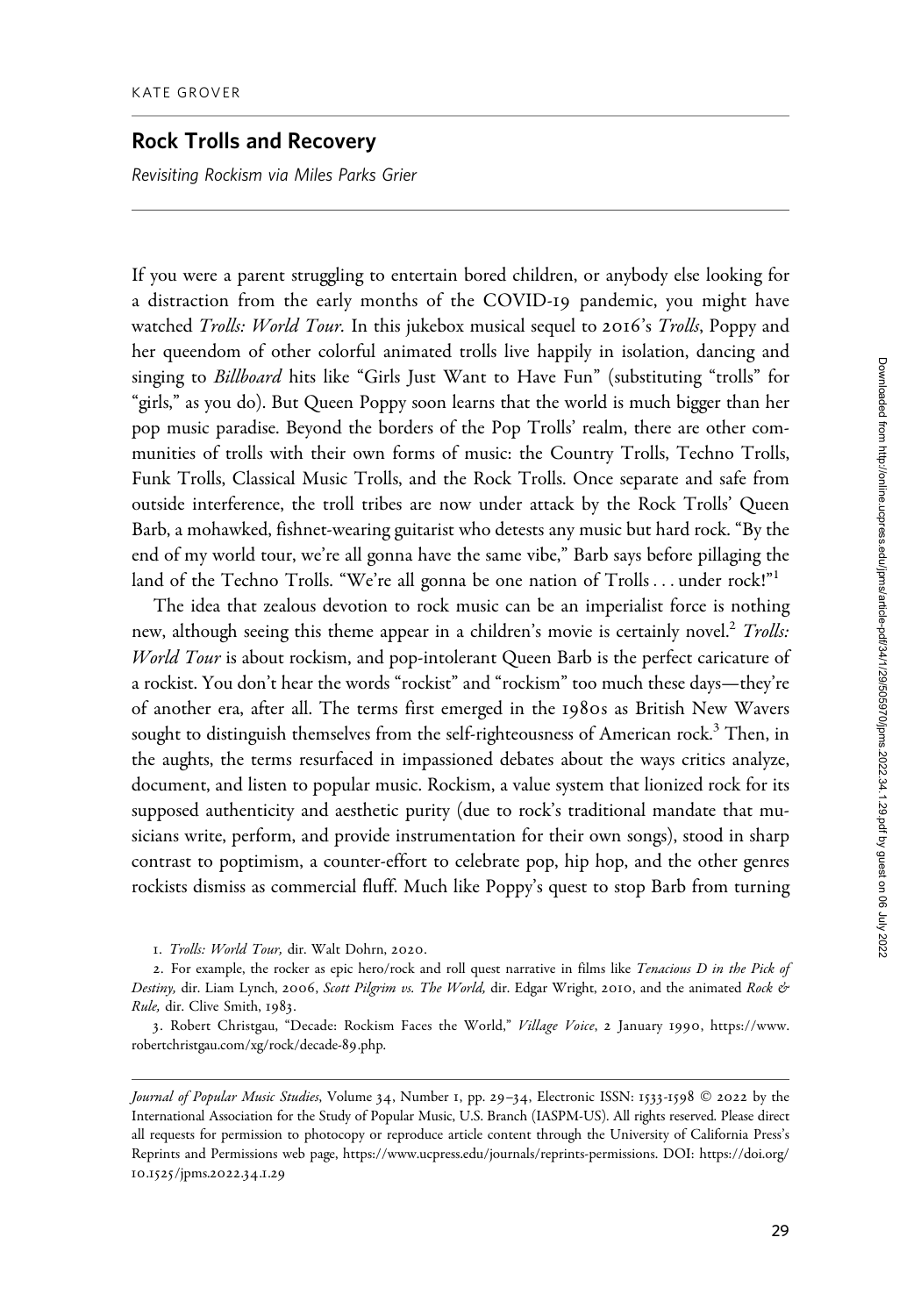KATE GROVER

# Rock Trolls and Recovery

*Revisiting Rockism via Miles Parks Grier*

If you were a parent struggling to entertain bored children, or anybody else looking for a distraction from the early months of the COVID-19 pandemic, you might have watched *Trolls: World Tour*. In this jukebox musical sequel to 2016's *Trolls*, Poppy and her queendom of other colorful animated trolls live happily in isolation, dancing and singing to *Billboard* hits like "Girls Just Want to Have Fun" (substituting "trolls" for "girls," as you do). But Queen Poppy soon learns that the world is much bigger than her pop music paradise. Beyond the borders of the Pop Trolls' realm, there are other communities of trolls with their own forms of music: the Country Trolls, Techno Trolls, Funk Trolls, Classical Music Trolls, and the Rock Trolls. Once separate and safe from outside interference, the troll tribes are now under attack by the Rock Trolls' Queen Barb, a mohawked, fishnet-wearing guitarist who detests any music but hard rock. "By the end of my world tour, we're all gonna have the same vibe," Barb says before pillaging the land of the Techno Trolls. "We're all gonna be one nation of Trolls . . . under rock!"[1]

The idea that zealous devotion to rock music can be an imperialist force is nothing new, although seeing this theme appear in a children's movie is certainly novel.[2] *Trolls: World Tour* is about rockism, and pop-intolerant Queen Barb is the perfect caricature of a rockist. You don't hear the words "rockist" and "rockism" too much these days—they're of another era, after all. The terms first emerged in the 1980s as British New Wavers sought to distinguish themselves from the self-righteousness of American rock.[3] Then, in the aughts, the terms resurfaced in impassioned debates about the ways critics analyze, document, and listen to popular music. Rockism, a value system that lionized rock for its supposed authenticity and aesthetic purity (due to rock's traditional mandate that musicians write, perform, and provide instrumentation for their own songs), stood in sharp contrast to poptimism, a counter-effort to celebrate pop, hip hop, and the other genres rockists dismiss as commercial fluff. Much like Poppy's quest to stop Barb from turning

1. *Trolls: World Tour,* dir. Walt Dohrn, 2020.

2. For example, the rocker as epic hero/rock and roll quest narrative in films like *Tenacious D in the Pick of Destiny,* dir. Liam Lynch, 2006, *Scott Pilgrim vs. The World,* dir. Edgar Wright, 2010, and the animated *Rock & Rule,* dir. Clive Smith, 1983.

3. Robert Christgau, "Decade: Rockism Faces the World," *Village Voice*, 2 January 1990, https://www.robertchristgau.com/xg/rock/decade-89.php.

*Journal of Popular Music Studies*, Volume 34, Number 1, pp. 29–34, Electronic ISSN: 1533-1598 © 2022 by the International Association for the Study of Popular Music, U.S. Branch (IASPM-US). All rights reserved. Please direct all requests for permission to photocopy or reproduce article content through the University of California Press's Reprints and Permissions web page, https://www.ucpress.edu/journals/reprints-permissions. DOI: https://doi.org/10.1525/jpms.2022.34.1.29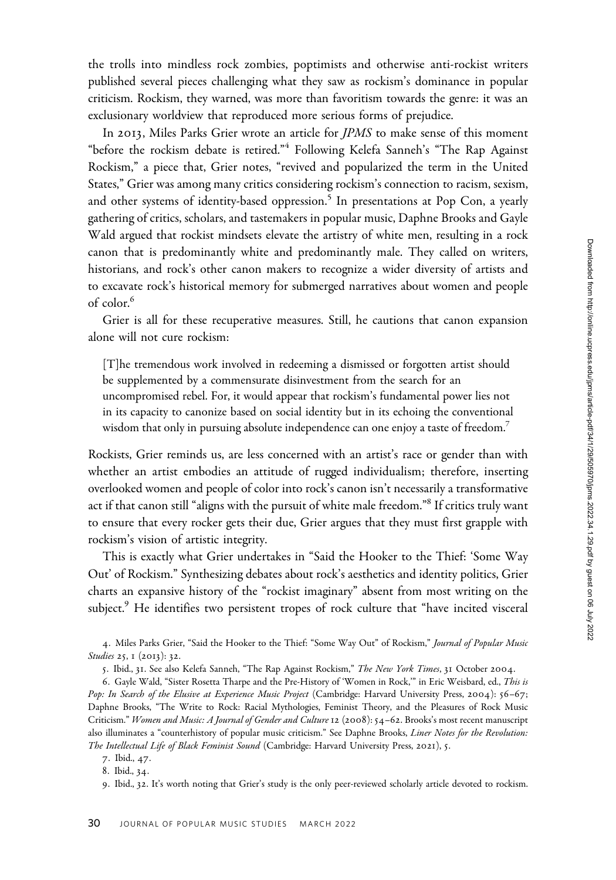the trolls into mindless rock zombies, poptimists and otherwise anti-rockist writers published several pieces challenging what they saw as rockism's dominance in popular criticism. Rockism, they warned, was more than favoritism towards the genre: it was an exclusionary worldview that reproduced more serious forms of prejudice.

In 2013, Miles Parks Grier wrote an article for *JPMS* to make sense of this moment "before the rockism debate is retired."[4] Following Kelefa Sanneh's "The Rap Against Rockism," a piece that, Grier notes, "revived and popularized the term in the United States," Grier was among many critics considering rockism's connection to racism, sexism, and other systems of identity-based oppression.[5] In presentations at Pop Con, a yearly gathering of critics, scholars, and tastemakers in popular music, Daphne Brooks and Gayle Wald argued that rockist mindsets elevate the artistry of white men, resulting in a rock canon that is predominantly white and predominantly male. They called on writers, historians, and rock's other canon makers to recognize a wider diversity of artists and to excavate rock's historical memory for submerged narratives about women and people of color.[6]

Grier is all for these recuperative measures. Still, he cautions that canon expansion alone will not cure rockism:

> [T]he tremendous work involved in redeeming a dismissed or forgotten artist should be supplemented by a commensurate disinvestment from the search for an uncompromised rebel. For, it would appear that rockism's fundamental power lies not in its capacity to canonize based on social identity but in its echoing the conventional wisdom that only in pursuing absolute independence can one enjoy a taste of freedom.[7]

Rockists, Grier reminds us, are less concerned with an artist's race or gender than with whether an artist embodies an attitude of rugged individualism; therefore, inserting overlooked women and people of color into rock's canon isn't necessarily a transformative act if that canon still "aligns with the pursuit of white male freedom."[8] If critics truly want to ensure that every rocker gets their due, Grier argues that they must first grapple with rockism's vision of artistic integrity.

This is exactly what Grier undertakes in "Said the Hooker to the Thief: 'Some Way Out' of Rockism." Synthesizing debates about rock's aesthetics and identity politics, Grier charts an expansive history of the "rockist imaginary" absent from most writing on the subject.[9] He identifies two persistent tropes of rock culture that "have incited visceral

4. Miles Parks Grier, "Said the Hooker to the Thief: "Some Way Out" of Rockism," *Journal of Popular Music Studies* 25, 1 (2013): 32.

5. Ibid., 31. See also Kelefa Sanneh, "The Rap Against Rockism," *The New York Times*, 31 October 2004.

6. Gayle Wald, "Sister Rosetta Tharpe and the Pre-History of 'Women in Rock,'" in Eric Weisbard, ed., *This is Pop: In Search of the Elusive at Experience Music Project* (Cambridge: Harvard University Press, 2004): 56–67; Daphne Brooks, "The Write to Rock: Racial Mythologies, Feminist Theory, and the Pleasures of Rock Music Criticism." *Women and Music: A Journal of Gender and Culture* 12 (2008): 54–62. Brooks's most recent manuscript also illuminates a "counterhistory of popular music criticism." See Daphne Brooks, *Liner Notes for the Revolution: The Intellectual Life of Black Feminist Sound* (Cambridge: Harvard University Press, 2021), 5.

7. Ibid., 47.

8. Ibid., 34.

9. Ibid., 32. It's worth noting that Grier's study is the only peer-reviewed scholarly article devoted to rockism.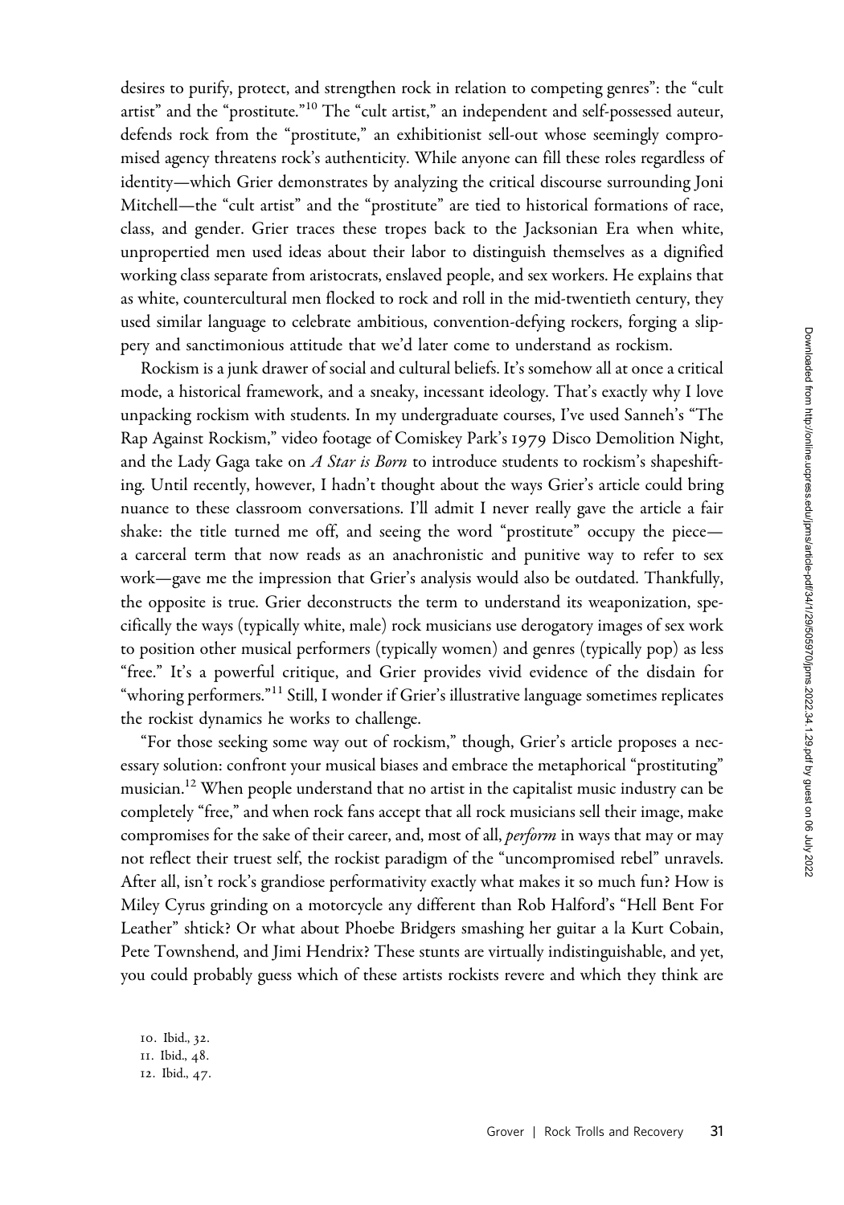desires to purify, protect, and strengthen rock in relation to competing genres": the "cult artist" and the "prostitute."[10] The "cult artist," an independent and self-possessed auteur, defends rock from the "prostitute," an exhibitionist sell-out whose seemingly compromised agency threatens rock's authenticity. While anyone can fill these roles regardless of identity—which Grier demonstrates by analyzing the critical discourse surrounding Joni Mitchell—the "cult artist" and the "prostitute" are tied to historical formations of race, class, and gender. Grier traces these tropes back to the Jacksonian Era when white, unpropertied men used ideas about their labor to distinguish themselves as a dignified working class separate from aristocrats, enslaved people, and sex workers. He explains that as white, countercultural men flocked to rock and roll in the mid-twentieth century, they used similar language to celebrate ambitious, convention-defying rockers, forging a slippery and sanctimonious attitude that we'd later come to understand as rockism.

Rockism is a junk drawer of social and cultural beliefs. It's somehow all at once a critical mode, a historical framework, and a sneaky, incessant ideology. That's exactly why I love unpacking rockism with students. In my undergraduate courses, I've used Sanneh's "The Rap Against Rockism," video footage of Comiskey Park's 1979 Disco Demolition Night, and the Lady Gaga take on *A Star is Born* to introduce students to rockism's shapeshifting. Until recently, however, I hadn't thought about the ways Grier's article could bring nuance to these classroom conversations. I'll admit I never really gave the article a fair shake: the title turned me off, and seeing the word "prostitute" occupy the piece—a carceral term that now reads as an anachronistic and punitive way to refer to sex work—gave me the impression that Grier's analysis would also be outdated. Thankfully, the opposite is true. Grier deconstructs the term to understand its weaponization, specifically the ways (typically white, male) rock musicians use derogatory images of sex work to position other musical performers (typically women) and genres (typically pop) as less "free." It's a powerful critique, and Grier provides vivid evidence of the disdain for "whoring performers."[11] Still, I wonder if Grier's illustrative language sometimes replicates the rockist dynamics he works to challenge.

"For those seeking some way out of rockism," though, Grier's article proposes a necessary solution: confront your musical biases and embrace the metaphorical "prostituting" musician.[12] When people understand that no artist in the capitalist music industry can be completely "free," and when rock fans accept that all rock musicians sell their image, make compromises for the sake of their career, and, most of all, *perform* in ways that may or may not reflect their truest self, the rockist paradigm of the "uncompromised rebel" unravels. After all, isn't rock's grandiose performativity exactly what makes it so much fun? How is Miley Cyrus grinding on a motorcycle any different than Rob Halford's "Hell Bent For Leather" shtick? Or what about Phoebe Bridgers smashing her guitar a la Kurt Cobain, Pete Townshend, and Jimi Hendrix? These stunts are virtually indistinguishable, and yet, you could probably guess which of these artists rockists revere and which they think are

10. Ibid., 32.
11. Ibid., 48.
12. Ibid., 47.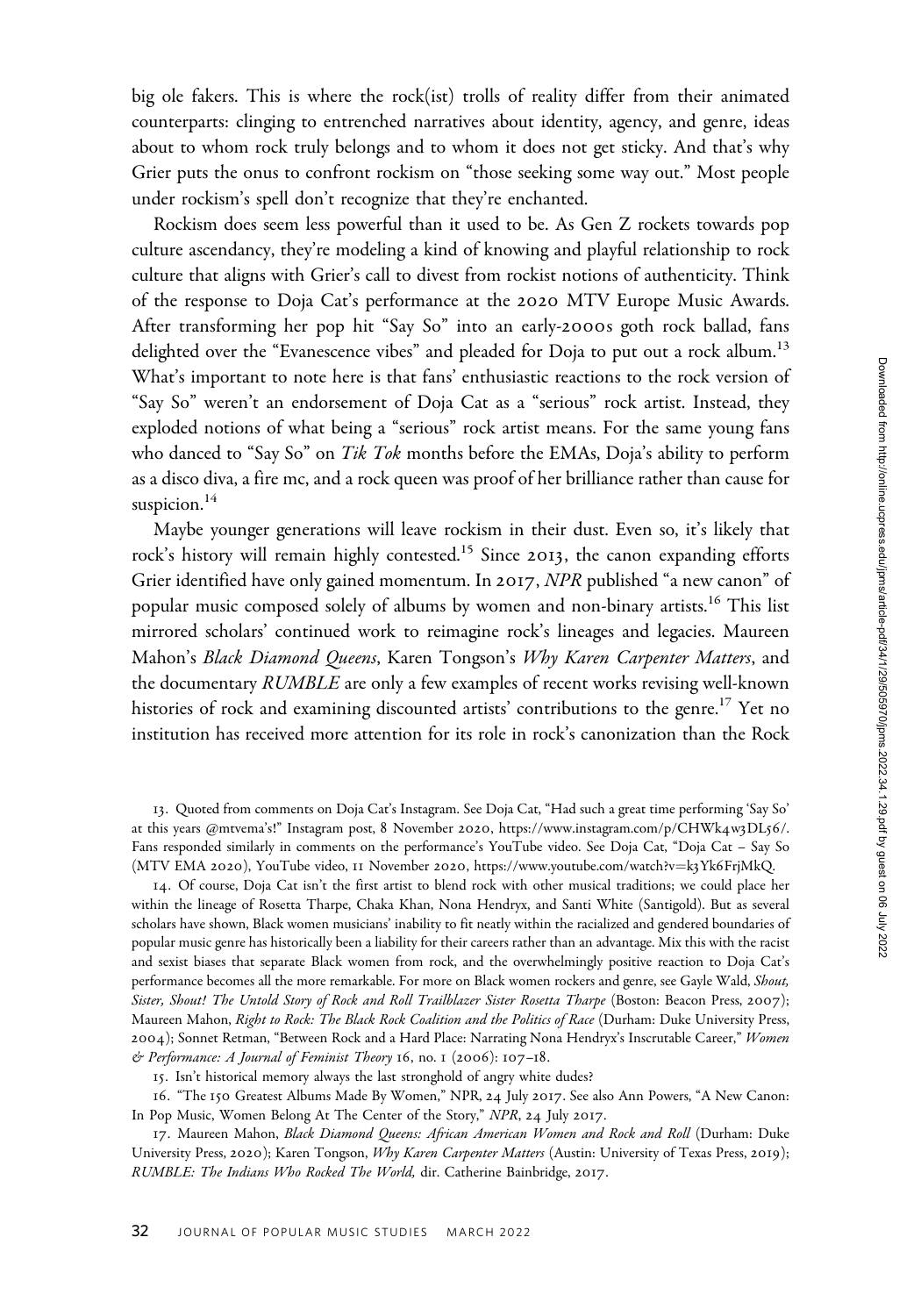big ole fakers. This is where the rock(ist) trolls of reality differ from their animated counterparts: clinging to entrenched narratives about identity, agency, and genre, ideas about to whom rock truly belongs and to whom it does not get sticky. And that's why Grier puts the onus to confront rockism on "those seeking some way out." Most people under rockism's spell don't recognize that they're enchanted.

Rockism does seem less powerful than it used to be. As Gen Z rockets towards pop culture ascendancy, they're modeling a kind of knowing and playful relationship to rock culture that aligns with Grier's call to divest from rockist notions of authenticity. Think of the response to Doja Cat's performance at the 2020 MTV Europe Music Awards. After transforming her pop hit "Say So" into an early-2000s goth rock ballad, fans delighted over the "Evanescence vibes" and pleaded for Doja to put out a rock album.[13] What's important to note here is that fans' enthusiastic reactions to the rock version of "Say So" weren't an endorsement of Doja Cat as a "serious" rock artist. Instead, they exploded notions of what being a "serious" rock artist means. For the same young fans who danced to "Say So" on *Tik Tok* months before the EMAs, Doja's ability to perform as a disco diva, a fire mc, and a rock queen was proof of her brilliance rather than cause for suspicion.[14]

Maybe younger generations will leave rockism in their dust. Even so, it's likely that rock's history will remain highly contested.[15] Since 2013, the canon expanding efforts Grier identified have only gained momentum. In 2017, *NPR* published "a new canon" of popular music composed solely of albums by women and non-binary artists.[16] This list mirrored scholars' continued work to reimagine rock's lineages and legacies. Maureen Mahon's *Black Diamond Queens*, Karen Tongson's *Why Karen Carpenter Matters*, and the documentary *RUMBLE* are only a few examples of recent works revising well-known histories of rock and examining discounted artists' contributions to the genre.[17] Yet no institution has received more attention for its role in rock's canonization than the Rock

13. Quoted from comments on Doja Cat's Instagram. See Doja Cat, "Had such a great time performing 'Say So' at this years @mtvema's!" Instagram post, 8 November 2020, https://www.instagram.com/p/CHWk4w3DL56/. Fans responded similarly in comments on the performance's YouTube video. See Doja Cat, "Doja Cat – Say So (MTV EMA 2020), YouTube video, 11 November 2020, https://www.youtube.com/watch?v=k3Yk6FrjMkQ.

14. Of course, Doja Cat isn't the first artist to blend rock with other musical traditions; we could place her within the lineage of Rosetta Tharpe, Chaka Khan, Nona Hendryx, and Santi White (Santigold). But as several scholars have shown, Black women musicians' inability to fit neatly within the racialized and gendered boundaries of popular music genre has historically been a liability for their careers rather than an advantage. Mix this with the racist and sexist biases that separate Black women from rock, and the overwhelmingly positive reaction to Doja Cat's performance becomes all the more remarkable. For more on Black women rockers and genre, see Gayle Wald, *Shout, Sister, Shout! The Untold Story of Rock and Roll Trailblazer Sister Rosetta Tharpe* (Boston: Beacon Press, 2007); Maureen Mahon, *Right to Rock: The Black Rock Coalition and the Politics of Race* (Durham: Duke University Press, 2004); Sonnet Retman, "Between Rock and a Hard Place: Narrating Nona Hendryx's Inscrutable Career," *Women & Performance: A Journal of Feminist Theory* 16, no. 1 (2006): 107–18.

15. Isn't historical memory always the last stronghold of angry white dudes?

16. "The 150 Greatest Albums Made By Women," NPR, 24 July 2017. See also Ann Powers, "A New Canon: In Pop Music, Women Belong At The Center of the Story," *NPR*, 24 July 2017.

17. Maureen Mahon, *Black Diamond Queens: African American Women and Rock and Roll* (Durham: Duke University Press, 2020); Karen Tongson, *Why Karen Carpenter Matters* (Austin: University of Texas Press, 2019); *RUMBLE: The Indians Who Rocked The World,* dir. Catherine Bainbridge, 2017.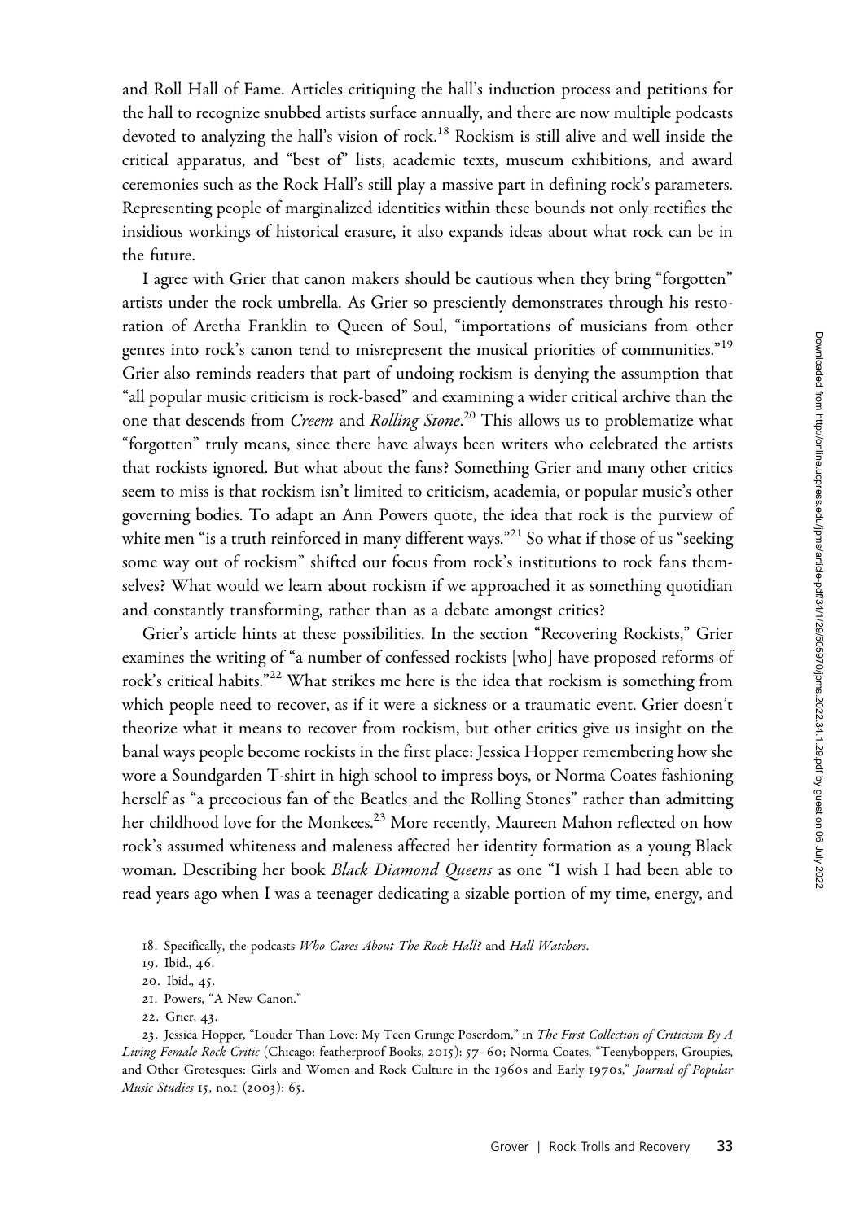and Roll Hall of Fame. Articles critiquing the hall's induction process and petitions for the hall to recognize snubbed artists surface annually, and there are now multiple podcasts devoted to analyzing the hall's vision of rock.[18] Rockism is still alive and well inside the critical apparatus, and "best of" lists, academic texts, museum exhibitions, and award ceremonies such as the Rock Hall's still play a massive part in defining rock's parameters. Representing people of marginalized identities within these bounds not only rectifies the insidious workings of historical erasure, it also expands ideas about what rock can be in the future.

I agree with Grier that canon makers should be cautious when they bring "forgotten" artists under the rock umbrella. As Grier so presciently demonstrates through his restoration of Aretha Franklin to Queen of Soul, "importations of musicians from other genres into rock's canon tend to misrepresent the musical priorities of communities."[19] Grier also reminds readers that part of undoing rockism is denying the assumption that "all popular music criticism is rock-based" and examining a wider critical archive than the one that descends from *Creem* and *Rolling Stone*.[20] This allows us to problematize what "forgotten" truly means, since there have always been writers who celebrated the artists that rockists ignored. But what about the fans? Something Grier and many other critics seem to miss is that rockism isn't limited to criticism, academia, or popular music's other governing bodies. To adapt an Ann Powers quote, the idea that rock is the purview of white men "is a truth reinforced in many different ways."[21] So what if those of us "seeking some way out of rockism" shifted our focus from rock's institutions to rock fans themselves? What would we learn about rockism if we approached it as something quotidian and constantly transforming, rather than as a debate amongst critics?

Grier's article hints at these possibilities. In the section "Recovering Rockists," Grier examines the writing of "a number of confessed rockists [who] have proposed reforms of rock's critical habits."[22] What strikes me here is the idea that rockism is something from which people need to recover, as if it were a sickness or a traumatic event. Grier doesn't theorize what it means to recover from rockism, but other critics give us insight on the banal ways people become rockists in the first place: Jessica Hopper remembering how she wore a Soundgarden T-shirt in high school to impress boys, or Norma Coates fashioning herself as "a precocious fan of the Beatles and the Rolling Stones" rather than admitting her childhood love for the Monkees.[23] More recently, Maureen Mahon reflected on how rock's assumed whiteness and maleness affected her identity formation as a young Black woman. Describing her book *Black Diamond Queens* as one "I wish I had been able to read years ago when I was a teenager dedicating a sizable portion of my time, energy, and

18. Specifically, the podcasts *Who Cares About The Rock Hall?* and *Hall Watchers*.

19. Ibid., 46.

20. Ibid., 45.

21. Powers, "A New Canon."

22. Grier, 43.

23. Jessica Hopper, "Louder Than Love: My Teen Grunge Poserdom," in *The First Collection of Criticism By A Living Female Rock Critic* (Chicago: featherproof Books, 2015): 57–60; Norma Coates, "Teenyboppers, Groupies, and Other Grotesques: Girls and Women and Rock Culture in the 1960s and Early 1970s," *Journal of Popular Music Studies* 15, no.1 (2003): 65.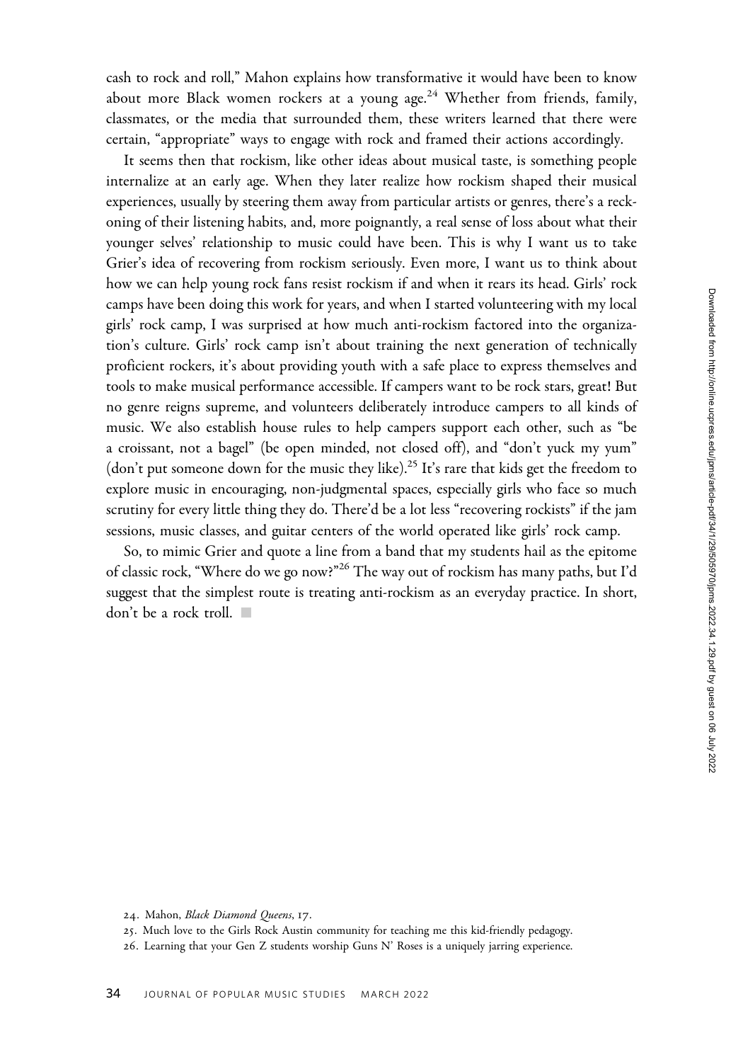cash to rock and roll," Mahon explains how transformative it would have been to know about more Black women rockers at a young age.[24] Whether from friends, family, classmates, or the media that surrounded them, these writers learned that there were certain, "appropriate" ways to engage with rock and framed their actions accordingly.

It seems then that rockism, like other ideas about musical taste, is something people internalize at an early age. When they later realize how rockism shaped their musical experiences, usually by steering them away from particular artists or genres, there's a reckoning of their listening habits, and, more poignantly, a real sense of loss about what their younger selves' relationship to music could have been. This is why I want us to take Grier's idea of recovering from rockism seriously. Even more, I want us to think about how we can help young rock fans resist rockism if and when it rears its head. Girls' rock camps have been doing this work for years, and when I started volunteering with my local girls' rock camp, I was surprised at how much anti-rockism factored into the organization's culture. Girls' rock camp isn't about training the next generation of technically proficient rockers, it's about providing youth with a safe place to express themselves and tools to make musical performance accessible. If campers want to be rock stars, great! But no genre reigns supreme, and volunteers deliberately introduce campers to all kinds of music. We also establish house rules to help campers support each other, such as "be a croissant, not a bagel" (be open minded, not closed off), and "don't yuck my yum" (don't put someone down for the music they like).[25] It's rare that kids get the freedom to explore music in encouraging, non-judgmental spaces, especially girls who face so much scrutiny for every little thing they do. There'd be a lot less "recovering rockists" if the jam sessions, music classes, and guitar centers of the world operated like girls' rock camp.

So, to mimic Grier and quote a line from a band that my students hail as the epitome of classic rock, "Where do we go now?"[26] The way out of rockism has many paths, but I'd suggest that the simplest route is treating anti-rockism as an everyday practice. In short, don't be a rock troll. ■

---

24. Mahon, *Black Diamond Queens*, 17.

25. Much love to the Girls Rock Austin community for teaching me this kid-friendly pedagogy.

26. Learning that your Gen Z students worship Guns N' Roses is a uniquely jarring experience.